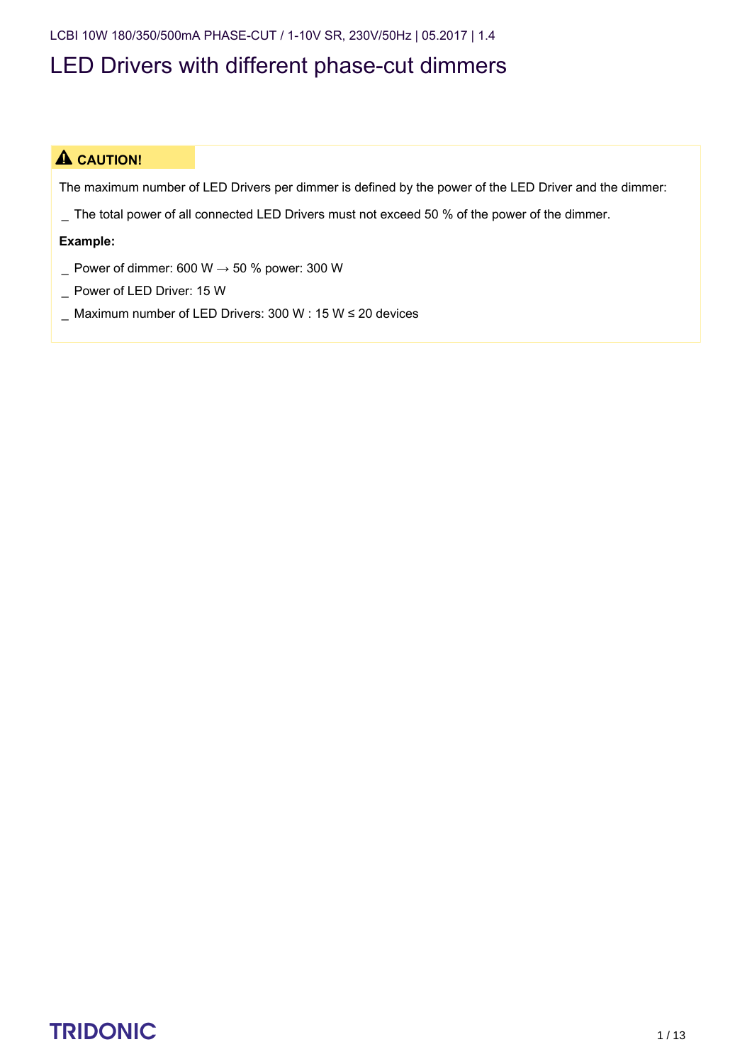# LED Drivers with different phase-cut dimmers

**⚠ CAUTION!**

The maximum number of LED Drivers per dimmer is defined by the power of the LED Driver and the dimmer:

- The total power of all connected LED Drivers must not exceed 50 % of the power of the dimmer.

**Example:**

- Power of dimmer: 600 W → 50 % power: 300 W
- Power of LED Driver: 15 W
- Maximum number of LED Drivers: 300 W : 15 W ≤ 20 devices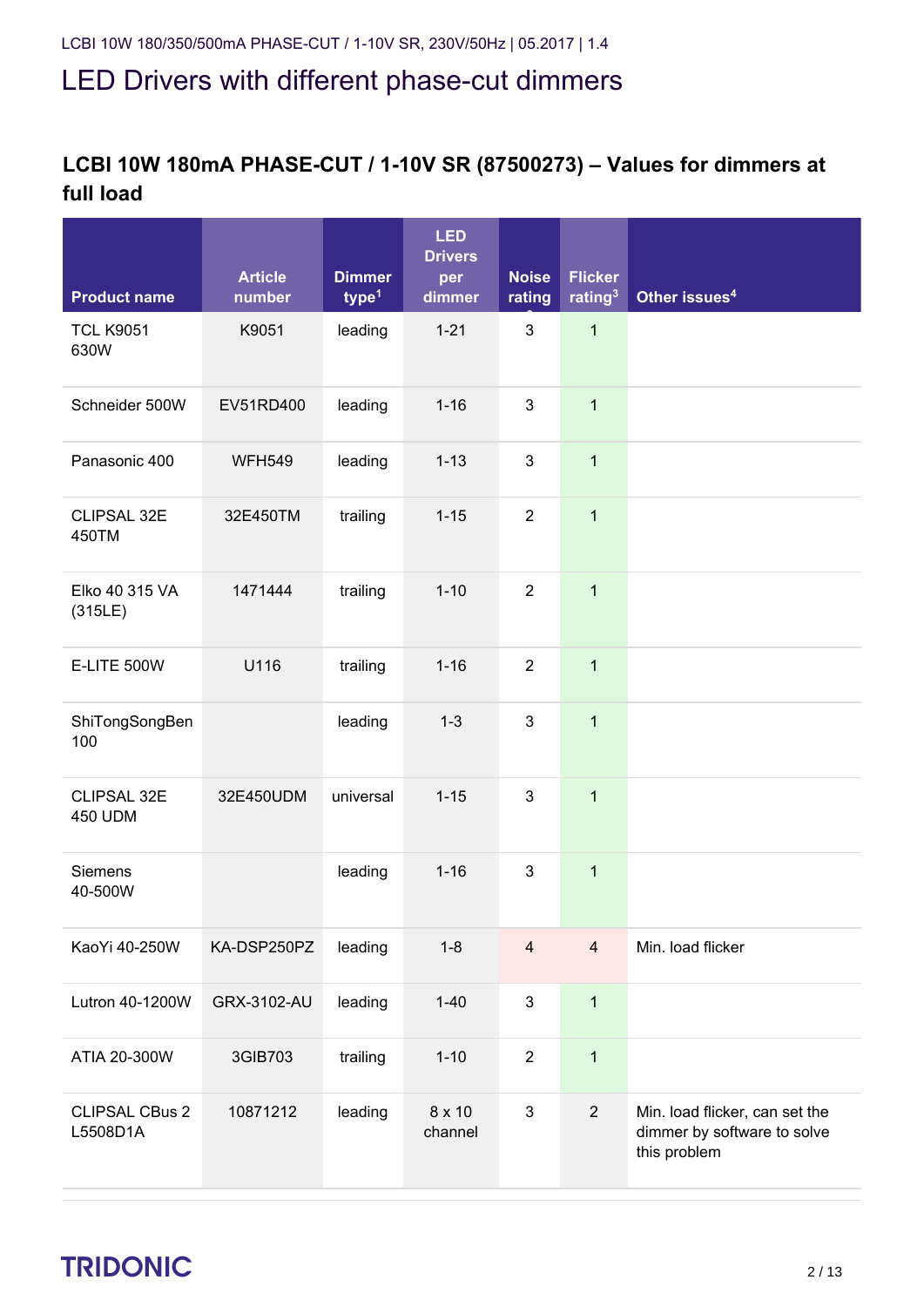# LED Drivers with different phase-cut dimmers

## LCBI 10W 180mA PHASE-CUT / 1-10V SR (87500273) – Values for dimmers at full load

| Product name | Article number | Dimmer type[1] | LED Drivers per dimmer | Noise rating | Flicker rating[3] | Other issues[4] |
|---|---|---|---|---|---|---|
| TCL K9051 630W | K9051 | leading | 1-21 | 3 | 1 | |
| Schneider 500W | EV51RD400 | leading | 1-16 | 3 | 1 | |
| Panasonic 400 | WFH549 | leading | 1-13 | 3 | 1 | |
| CLIPSAL 32E 450TM | 32E450TM | trailing | 1-15 | 2 | 1 | |
| Elko 40 315 VA (315LE) | 1471444 | trailing | 1-10 | 2 | 1 | |
| E-LITE 500W | U116 | trailing | 1-16 | 2 | 1 | |
| ShiTongSongBen 100 | | leading | 1-3 | 3 | 1 | |
| CLIPSAL 32E 450 UDM | 32E450UDM | universal | 1-15 | 3 | 1 | |
| Siemens 40-500W | | leading | 1-16 | 3 | 1 | |
| KaoYi 40-250W | KA-DSP250PZ | leading | 1-8 | 4 | 4 | Min. load flicker |
| Lutron 40-1200W | GRX-3102-AU | leading | 1-40 | 3 | 1 | |
| ATIA 20-300W | 3GIB703 | trailing | 1-10 | 2 | 1 | |
| CLIPSAL CBus 2 L5508D1A | 10871212 | leading | 8 x 10 channel | 3 | 2 | Min. load flicker, can set the dimmer by software to solve this problem |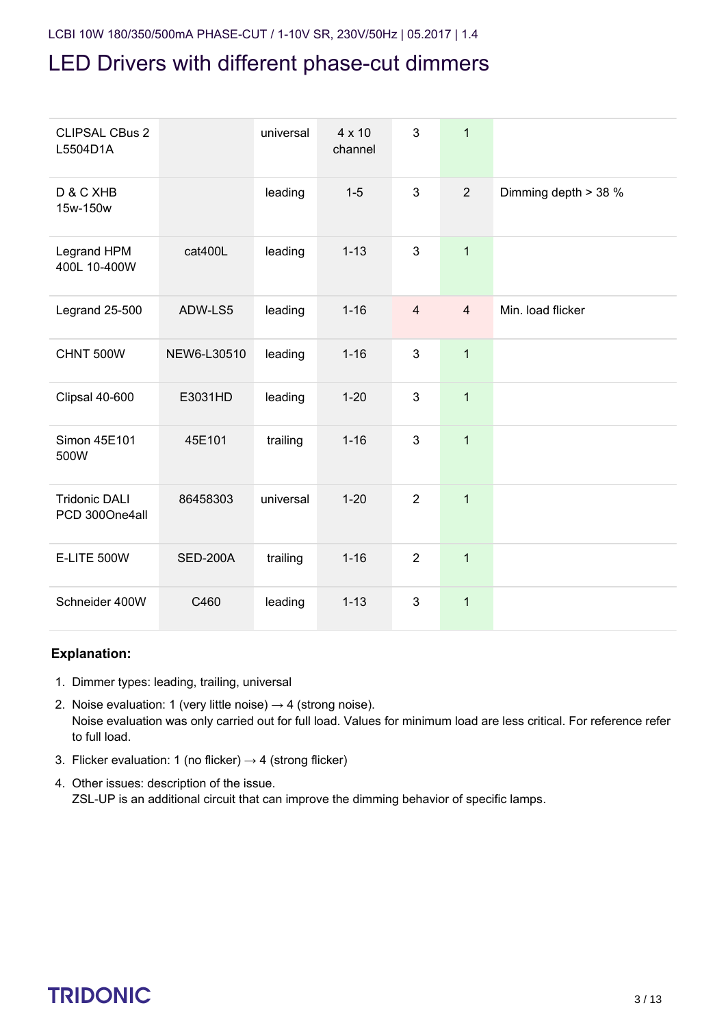# LED Drivers with different phase-cut dimmers

| | | | | | | |
|---|---|---|---|---|---|---|
| CLIPSAL CBus 2 L5504D1A | | universal | 4 x 10 channel | 3 | 1 | |
| D & C XHB 15w-150w | | leading | 1-5 | 3 | 2 | Dimming depth > 38 % |
| Legrand HPM 400L 10-400W | cat400L | leading | 1-13 | 3 | 1 | |
| Legrand 25-500 | ADW-LS5 | leading | 1-16 | 4 | 4 | Min. load flicker |
| CHNT 500W | NEW6-L30510 | leading | 1-16 | 3 | 1 | |
| Clipsal 40-600 | E3031HD | leading | 1-20 | 3 | 1 | |
| Simon 45E101 500W | 45E101 | trailing | 1-16 | 3 | 1 | |
| Tridonic DALI PCD 300One4all | 86458303 | universal | 1-20 | 2 | 1 | |
| E-LITE 500W | SED-200A | trailing | 1-16 | 2 | 1 | |
| Schneider 400W | C460 | leading | 1-13 | 3 | 1 | |

**Explanation:**

1. Dimmer types: leading, trailing, universal
2. Noise evaluation: 1 (very little noise) → 4 (strong noise).
   Noise evaluation was only carried out for full load. Values for minimum load are less critical. For reference refer to full load.
3. Flicker evaluation: 1 (no flicker) → 4 (strong flicker)
4. Other issues: description of the issue.
   ZSL-UP is an additional circuit that can improve the dimming behavior of specific lamps.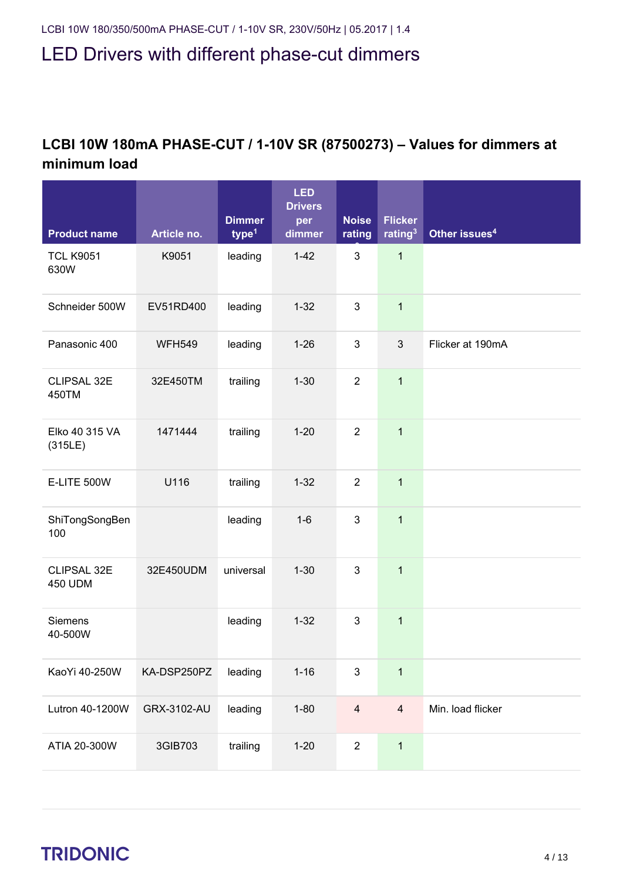# LED Drivers with different phase-cut dimmers

## LCBI 10W 180mA PHASE-CUT / 1-10V SR (87500273) – Values for dimmers at minimum load

| Product name | Article no. | Dimmer type[1] | LED Drivers per dimmer | Noise rating[2] | Flicker rating[3] | Other issues[4] |
|---|---|---|---|---|---|---|
| TCL K9051 630W | K9051 | leading | 1-42 | 3 | 1 | |
| Schneider 500W | EV51RD400 | leading | 1-32 | 3 | 1 | |
| Panasonic 400 | WFH549 | leading | 1-26 | 3 | 3 | Flicker at 190mA |
| CLIPSAL 32E 450TM | 32E450TM | trailing | 1-30 | 2 | 1 | |
| Elko 40 315 VA (315LE) | 1471444 | trailing | 1-20 | 2 | 1 | |
| E-LITE 500W | U116 | trailing | 1-32 | 2 | 1 | |
| ShiTongSongBen 100 | | leading | 1-6 | 3 | 1 | |
| CLIPSAL 32E 450 UDM | 32E450UDM | universal | 1-30 | 3 | 1 | |
| Siemens 40-500W | | leading | 1-32 | 3 | 1 | |
| KaoYi 40-250W | KA-DSP250PZ | leading | 1-16 | 3 | 1 | |
| Lutron 40-1200W | GRX-3102-AU | leading | 1-80 | 4 | 4 | Min. load flicker |
| ATIA 20-300W | 3GIB703 | trailing | 1-20 | 2 | 1 | |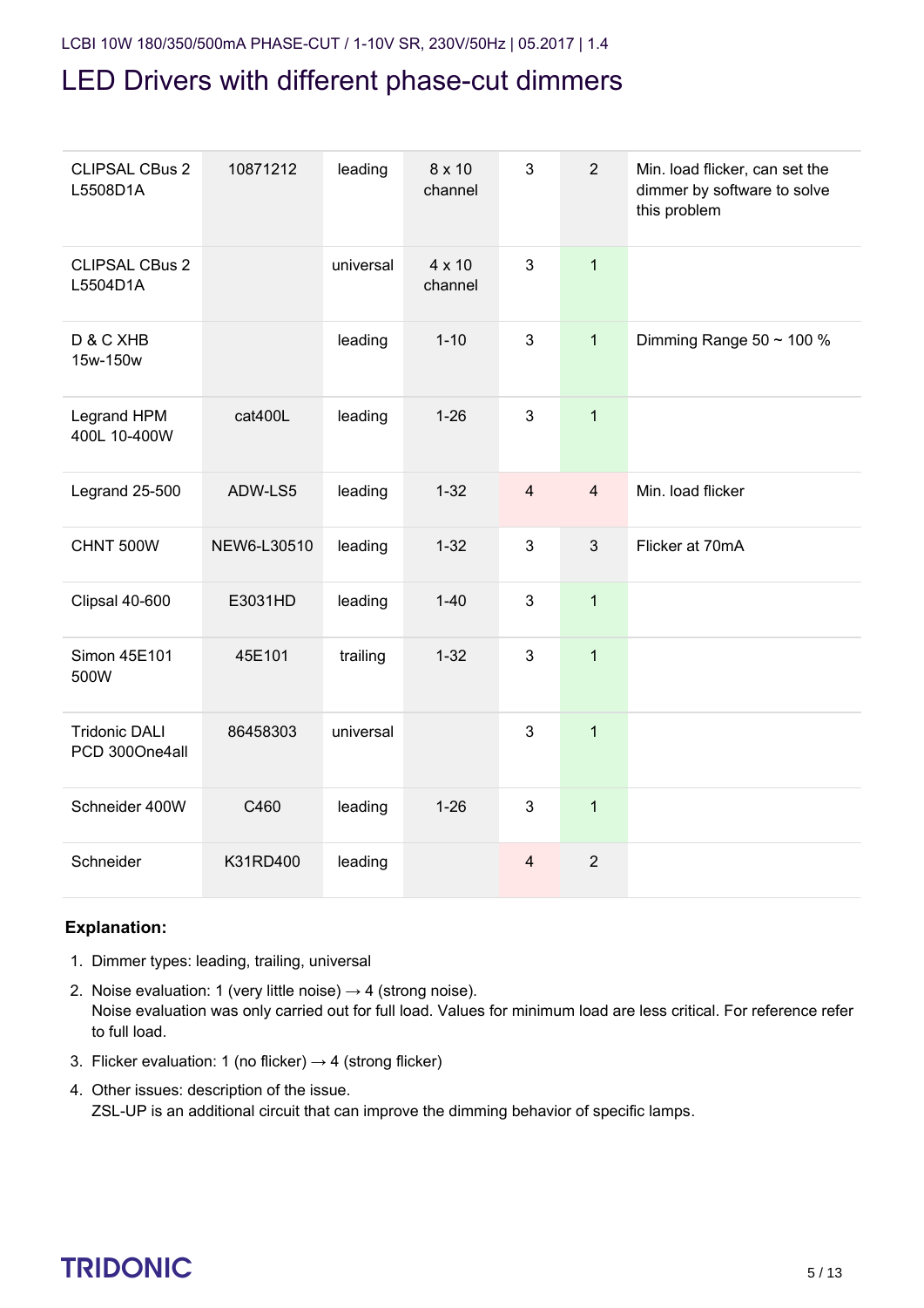# LED Drivers with different phase-cut dimmers

| | | | | | | |
|---|---|---|---|---|---|---|
| CLIPSAL CBus 2 L5508D1A | 10871212 | leading | 8 x 10 channel | 3 | 2 | Min. load flicker, can set the dimmer by software to solve this problem |
| CLIPSAL CBus 2 L5504D1A | | universal | 4 x 10 channel | 3 | 1 | |
| D & C XHB 15w-150w | | leading | 1-10 | 3 | 1 | Dimming Range 50 ~ 100 % |
| Legrand HPM 400L 10-400W | cat400L | leading | 1-26 | 3 | 1 | |
| Legrand 25-500 | ADW-LS5 | leading | 1-32 | 4 | 4 | Min. load flicker |
| CHNT 500W | NEW6-L30510 | leading | 1-32 | 3 | 3 | Flicker at 70mA |
| Clipsal 40-600 | E3031HD | leading | 1-40 | 3 | 1 | |
| Simon 45E101 500W | 45E101 | trailing | 1-32 | 3 | 1 | |
| Tridonic DALI PCD 300One4all | 86458303 | universal | | 3 | 1 | |
| Schneider 400W | C460 | leading | 1-26 | 3 | 1 | |
| Schneider | K31RD400 | leading | | 4 | 2 | |

**Explanation:**

1. Dimmer types: leading, trailing, universal
2. Noise evaluation: 1 (very little noise) → 4 (strong noise).
   Noise evaluation was only carried out for full load. Values for minimum load are less critical. For reference refer to full load.
3. Flicker evaluation: 1 (no flicker) → 4 (strong flicker)
4. Other issues: description of the issue.
   ZSL-UP is an additional circuit that can improve the dimming behavior of specific lamps.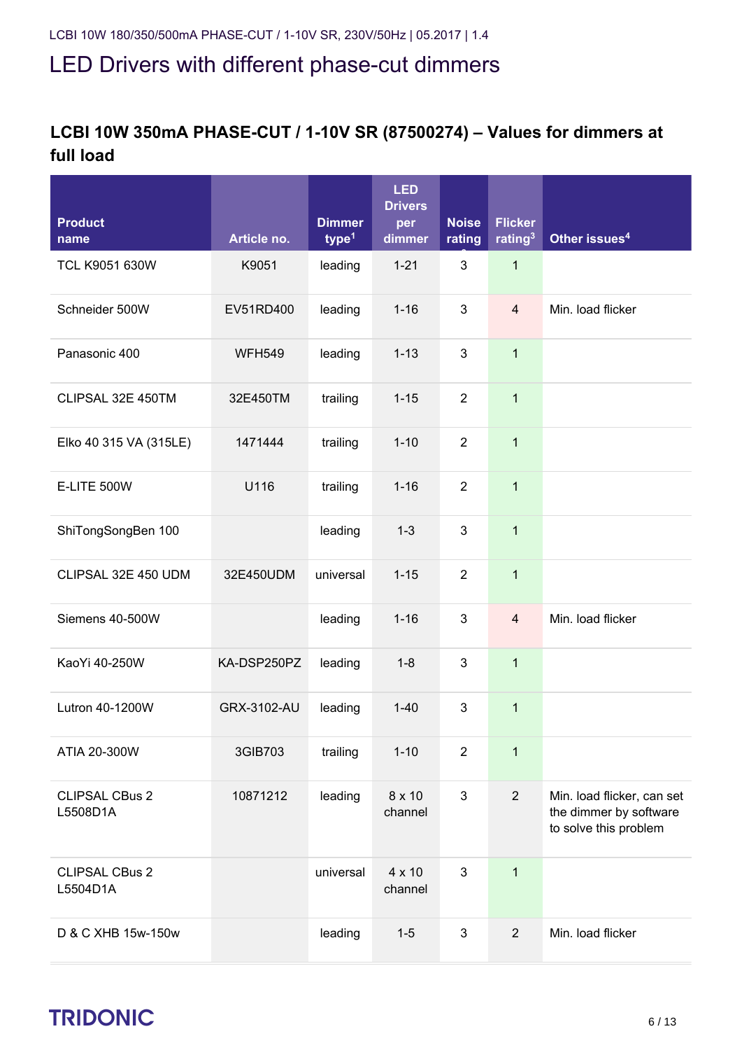# LED Drivers with different phase-cut dimmers

## LCBI 10W 350mA PHASE-CUT / 1-10V SR (87500274) – Values for dimmers at full load

| Product name | Article no. | Dimmer type[1] | LED Drivers per dimmer | Noise rating[2] | Flicker rating[3] | Other issues[4] |
|---|---|---|---|---|---|---|
| TCL K9051 630W | K9051 | leading | 1-21 | 3 | 1 | |
| Schneider 500W | EV51RD400 | leading | 1-16 | 3 | 4 | Min. load flicker |
| Panasonic 400 | WFH549 | leading | 1-13 | 3 | 1 | |
| CLIPSAL 32E 450TM | 32E450TM | trailing | 1-15 | 2 | 1 | |
| Elko 40 315 VA (315LE) | 1471444 | trailing | 1-10 | 2 | 1 | |
| E-LITE 500W | U116 | trailing | 1-16 | 2 | 1 | |
| ShiTongSongBen 100 | | leading | 1-3 | 3 | 1 | |
| CLIPSAL 32E 450 UDM | 32E450UDM | universal | 1-15 | 2 | 1 | |
| Siemens 40-500W | | leading | 1-16 | 3 | 4 | Min. load flicker |
| KaoYi 40-250W | KA-DSP250PZ | leading | 1-8 | 3 | 1 | |
| Lutron 40-1200W | GRX-3102-AU | leading | 1-40 | 3 | 1 | |
| ATIA 20-300W | 3GIB703 | trailing | 1-10 | 2 | 1 | |
| CLIPSAL CBus 2 L5508D1A | 10871212 | leading | 8 x 10 channel | 3 | 2 | Min. load flicker, can set the dimmer by software to solve this problem |
| CLIPSAL CBus 2 L5504D1A | | universal | 4 x 10 channel | 3 | 1 | |
| D & C XHB 15w-150w | | leading | 1-5 | 3 | 2 | Min. load flicker |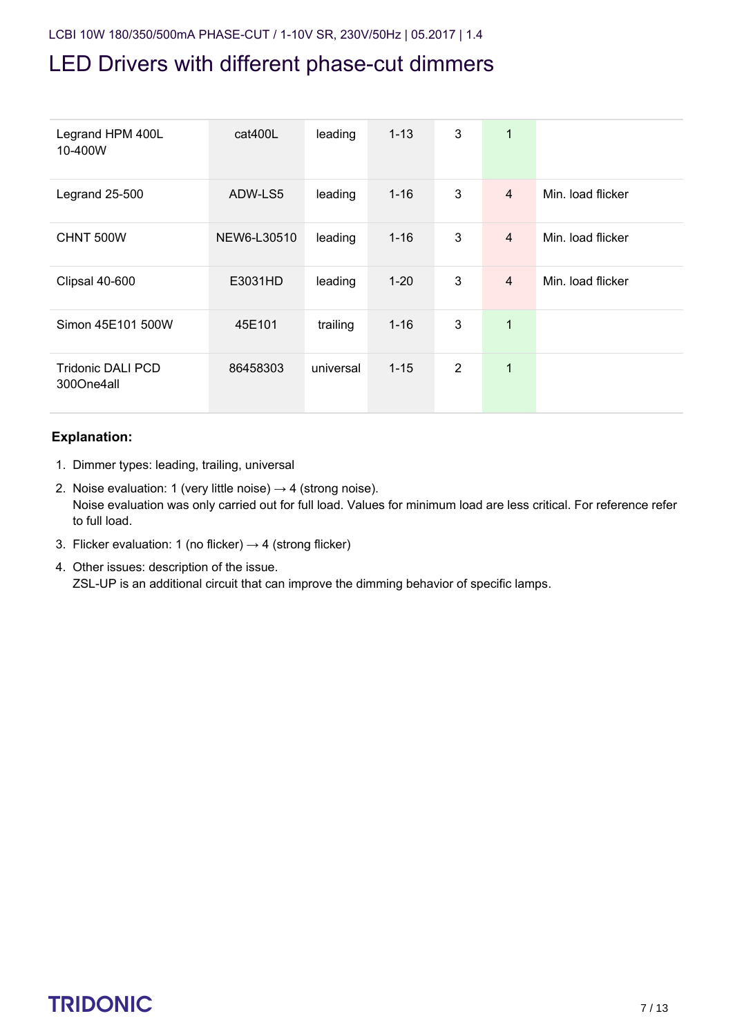# LED Drivers with different phase-cut dimmers

| | | | | | | |
|---|---|---|---|---|---|---|
| Legrand HPM 400L 10-400W | cat400L | leading | 1-13 | 3 | 1 | |
| Legrand 25-500 | ADW-LS5 | leading | 1-16 | 3 | 4 | Min. load flicker |
| CHNT 500W | NEW6-L30510 | leading | 1-16 | 3 | 4 | Min. load flicker |
| Clipsal 40-600 | E3031HD | leading | 1-20 | 3 | 4 | Min. load flicker |
| Simon 45E101 500W | 45E101 | trailing | 1-16 | 3 | 1 | |
| Tridonic DALI PCD 300One4all | 86458303 | universal | 1-15 | 2 | 1 | |

**Explanation:**

1. Dimmer types: leading, trailing, universal
2. Noise evaluation: 1 (very little noise) → 4 (strong noise).
   Noise evaluation was only carried out for full load. Values for minimum load are less critical. For reference refer to full load.
3. Flicker evaluation: 1 (no flicker) → 4 (strong flicker)
4. Other issues: description of the issue.
   ZSL-UP is an additional circuit that can improve the dimming behavior of specific lamps.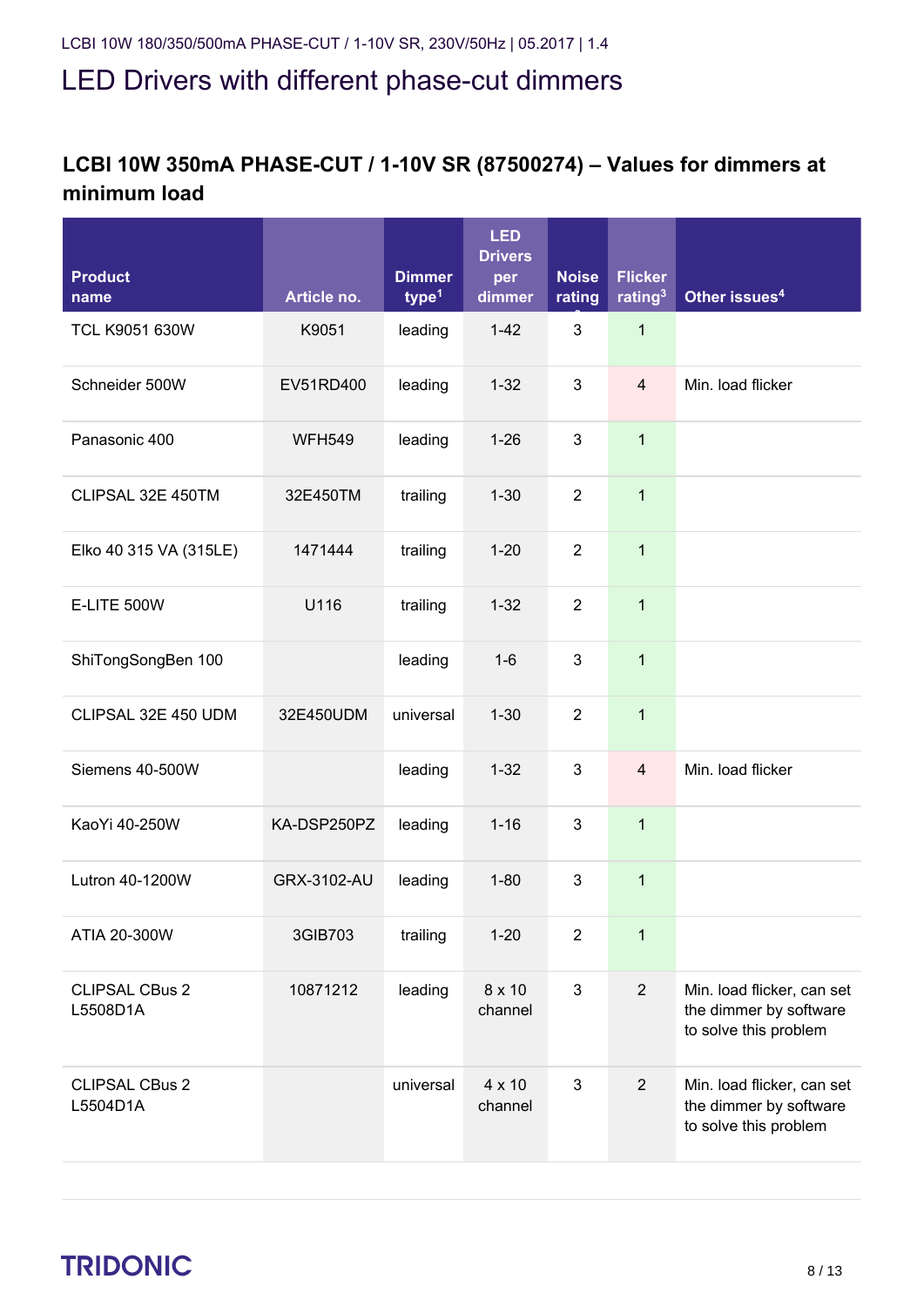# LED Drivers with different phase-cut dimmers

## LCBI 10W 350mA PHASE-CUT / 1-10V SR (87500274) – Values for dimmers at minimum load

| Product name | Article no. | Dimmer type[1] | LED Drivers per dimmer | Noise rating | Flicker rating[3] | Other issues[4] |
|---|---|---|---|---|---|---|
| TCL K9051 630W | K9051 | leading | 1-42 | 3 | 1 | |
| Schneider 500W | EV51RD400 | leading | 1-32 | 3 | 4 | Min. load flicker |
| Panasonic 400 | WFH549 | leading | 1-26 | 3 | 1 | |
| CLIPSAL 32E 450TM | 32E450TM | trailing | 1-30 | 2 | 1 | |
| Elko 40 315 VA (315LE) | 1471444 | trailing | 1-20 | 2 | 1 | |
| E-LITE 500W | U116 | trailing | 1-32 | 2 | 1 | |
| ShiTongSongBen 100 | | leading | 1-6 | 3 | 1 | |
| CLIPSAL 32E 450 UDM | 32E450UDM | universal | 1-30 | 2 | 1 | |
| Siemens 40-500W | | leading | 1-32 | 3 | 4 | Min. load flicker |
| KaoYi 40-250W | KA-DSP250PZ | leading | 1-16 | 3 | 1 | |
| Lutron 40-1200W | GRX-3102-AU | leading | 1-80 | 3 | 1 | |
| ATIA 20-300W | 3GIB703 | trailing | 1-20 | 2 | 1 | |
| CLIPSAL CBus 2 L5508D1A | 10871212 | leading | 8 x 10 channel | 3 | 2 | Min. load flicker, can set the dimmer by software to solve this problem |
| CLIPSAL CBus 2 L5504D1A | | universal | 4 x 10 channel | 3 | 2 | Min. load flicker, can set the dimmer by software to solve this problem |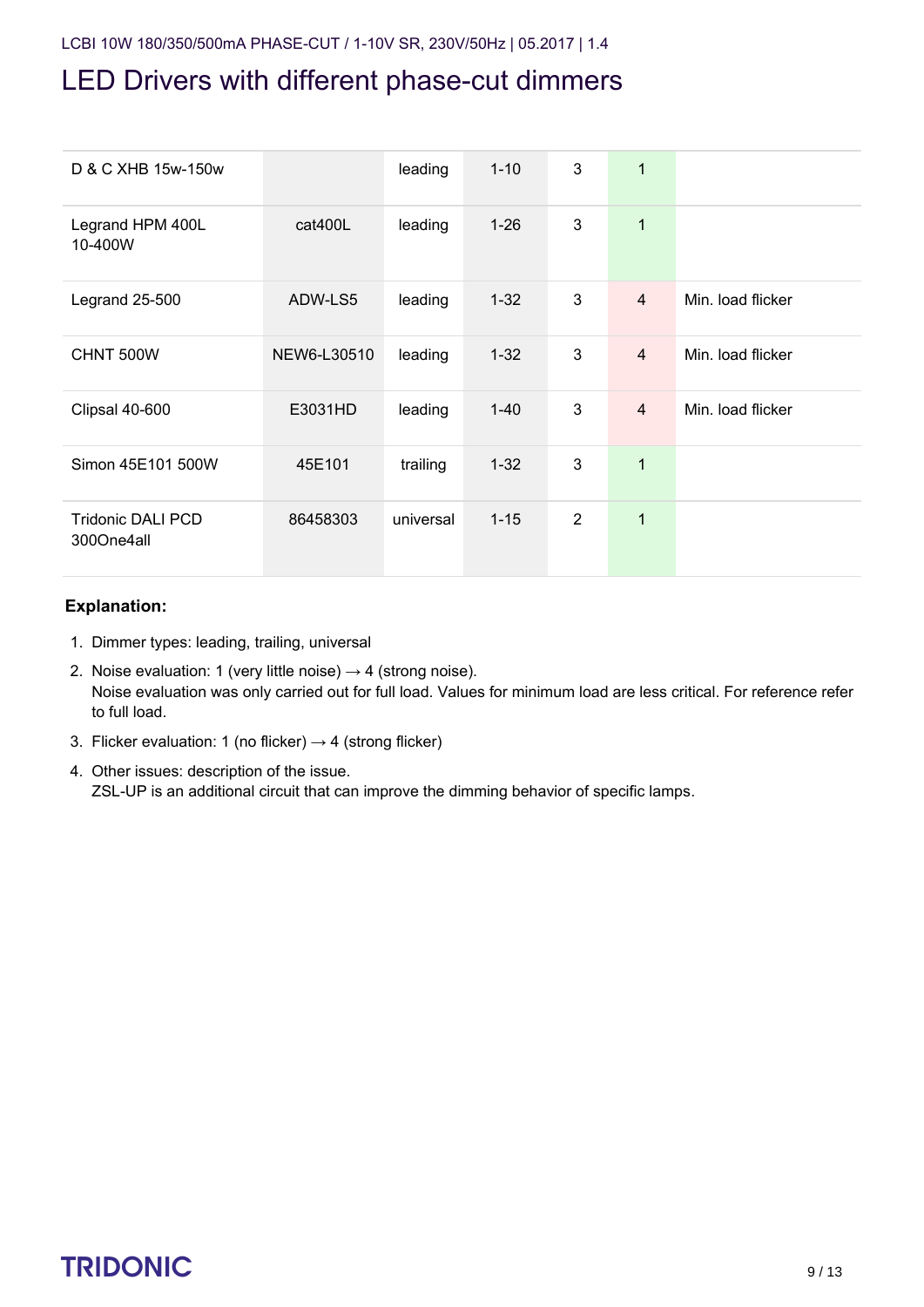# LED Drivers with different phase-cut dimmers

| | | | | | | |
|---|---|---|---|---|---|---|
| D & C XHB 15w-150w | | leading | 1-10 | 3 | 1 | |
| Legrand HPM 400L 10-400W | cat400L | leading | 1-26 | 3 | 1 | |
| Legrand 25-500 | ADW-LS5 | leading | 1-32 | 3 | 4 | Min. load flicker |
| CHNT 500W | NEW6-L30510 | leading | 1-32 | 3 | 4 | Min. load flicker |
| Clipsal 40-600 | E3031HD | leading | 1-40 | 3 | 4 | Min. load flicker |
| Simon 45E101 500W | 45E101 | trailing | 1-32 | 3 | 1 | |
| Tridonic DALI PCD 300One4all | 86458303 | universal | 1-15 | 2 | 1 | |

**Explanation:**

1. Dimmer types: leading, trailing, universal
2. Noise evaluation: 1 (very little noise) → 4 (strong noise).
   Noise evaluation was only carried out for full load. Values for minimum load are less critical. For reference refer to full load.
3. Flicker evaluation: 1 (no flicker) → 4 (strong flicker)
4. Other issues: description of the issue.
   ZSL-UP is an additional circuit that can improve the dimming behavior of specific lamps.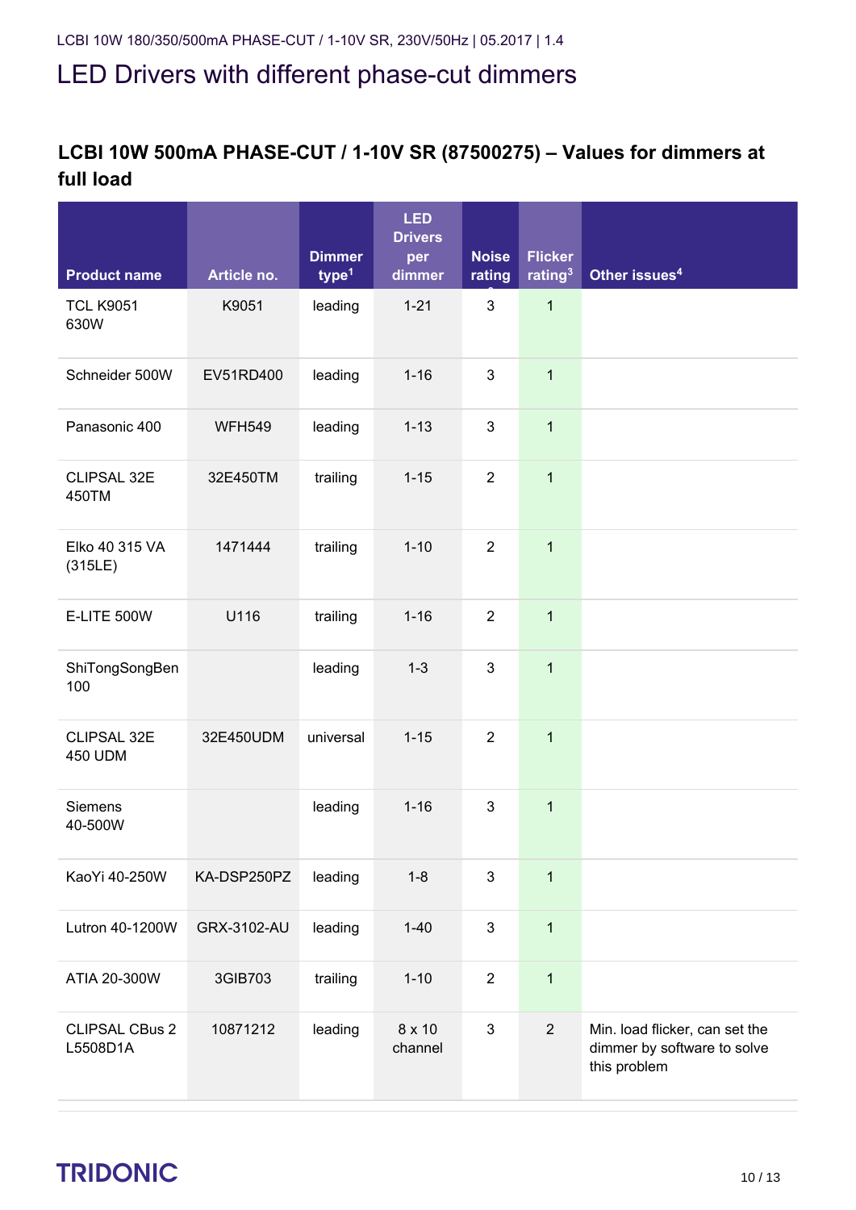# LED Drivers with different phase-cut dimmers

## LCBI 10W 500mA PHASE-CUT / 1-10V SR (87500275) – Values for dimmers at full load

| Product name | Article no. | Dimmer type[1] | LED Drivers per dimmer | Noise rating | Flicker rating[3] | Other issues[4] |
|---|---|---|---|---|---|---|
| TCL K9051 630W | K9051 | leading | 1-21 | 3 | 1 | |
| Schneider 500W | EV51RD400 | leading | 1-16 | 3 | 1 | |
| Panasonic 400 | WFH549 | leading | 1-13 | 3 | 1 | |
| CLIPSAL 32E 450TM | 32E450TM | trailing | 1-15 | 2 | 1 | |
| Elko 40 315 VA (315LE) | 1471444 | trailing | 1-10 | 2 | 1 | |
| E-LITE 500W | U116 | trailing | 1-16 | 2 | 1 | |
| ShiTongSongBen 100 | | leading | 1-3 | 3 | 1 | |
| CLIPSAL 32E 450 UDM | 32E450UDM | universal | 1-15 | 2 | 1 | |
| Siemens 40-500W | | leading | 1-16 | 3 | 1 | |
| KaoYi 40-250W | KA-DSP250PZ | leading | 1-8 | 3 | 1 | |
| Lutron 40-1200W | GRX-3102-AU | leading | 1-40 | 3 | 1 | |
| ATIA 20-300W | 3GIB703 | trailing | 1-10 | 2 | 1 | |
| CLIPSAL CBus 2 L5508D1A | 10871212 | leading | 8 x 10 channel | 3 | 2 | Min. load flicker, can set the dimmer by software to solve this problem |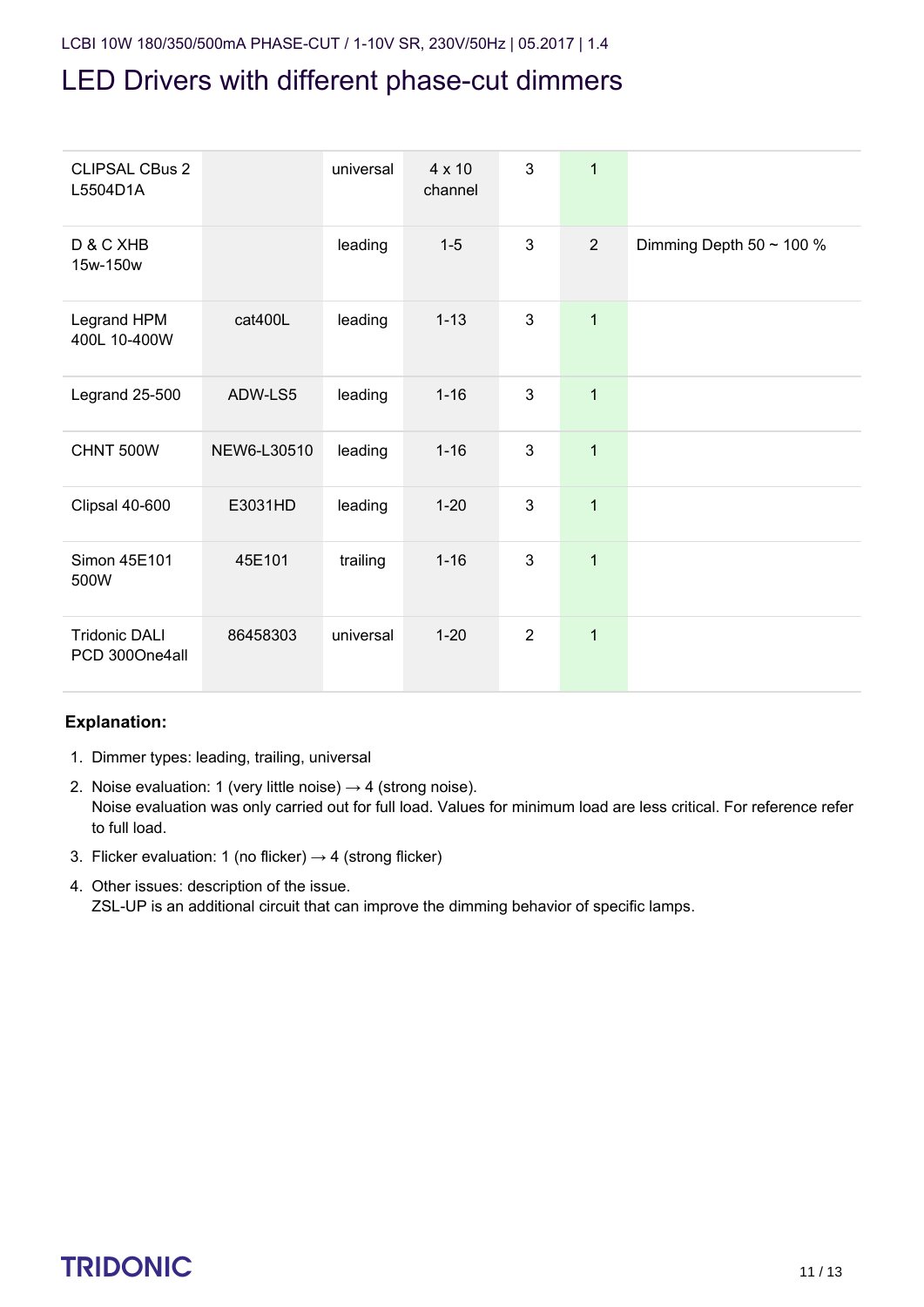# LED Drivers with different phase-cut dimmers

| | | | | | | |
|---|---|---|---|---|---|---|
| CLIPSAL CBus 2 L5504D1A | | universal | 4 x 10 channel | 3 | 1 | |
| D & C XHB 15w-150w | | leading | 1-5 | 3 | 2 | Dimming Depth 50 ~ 100 % |
| Legrand HPM 400L 10-400W | cat400L | leading | 1-13 | 3 | 1 | |
| Legrand 25-500 | ADW-LS5 | leading | 1-16 | 3 | 1 | |
| CHNT 500W | NEW6-L30510 | leading | 1-16 | 3 | 1 | |
| Clipsal 40-600 | E3031HD | leading | 1-20 | 3 | 1 | |
| Simon 45E101 500W | 45E101 | trailing | 1-16 | 3 | 1 | |
| Tridonic DALI PCD 300One4all | 86458303 | universal | 1-20 | 2 | 1 | |

**Explanation:**

1. Dimmer types: leading, trailing, universal
2. Noise evaluation: 1 (very little noise) → 4 (strong noise).
   Noise evaluation was only carried out for full load. Values for minimum load are less critical. For reference refer to full load.
3. Flicker evaluation: 1 (no flicker) → 4 (strong flicker)
4. Other issues: description of the issue.
   ZSL-UP is an additional circuit that can improve the dimming behavior of specific lamps.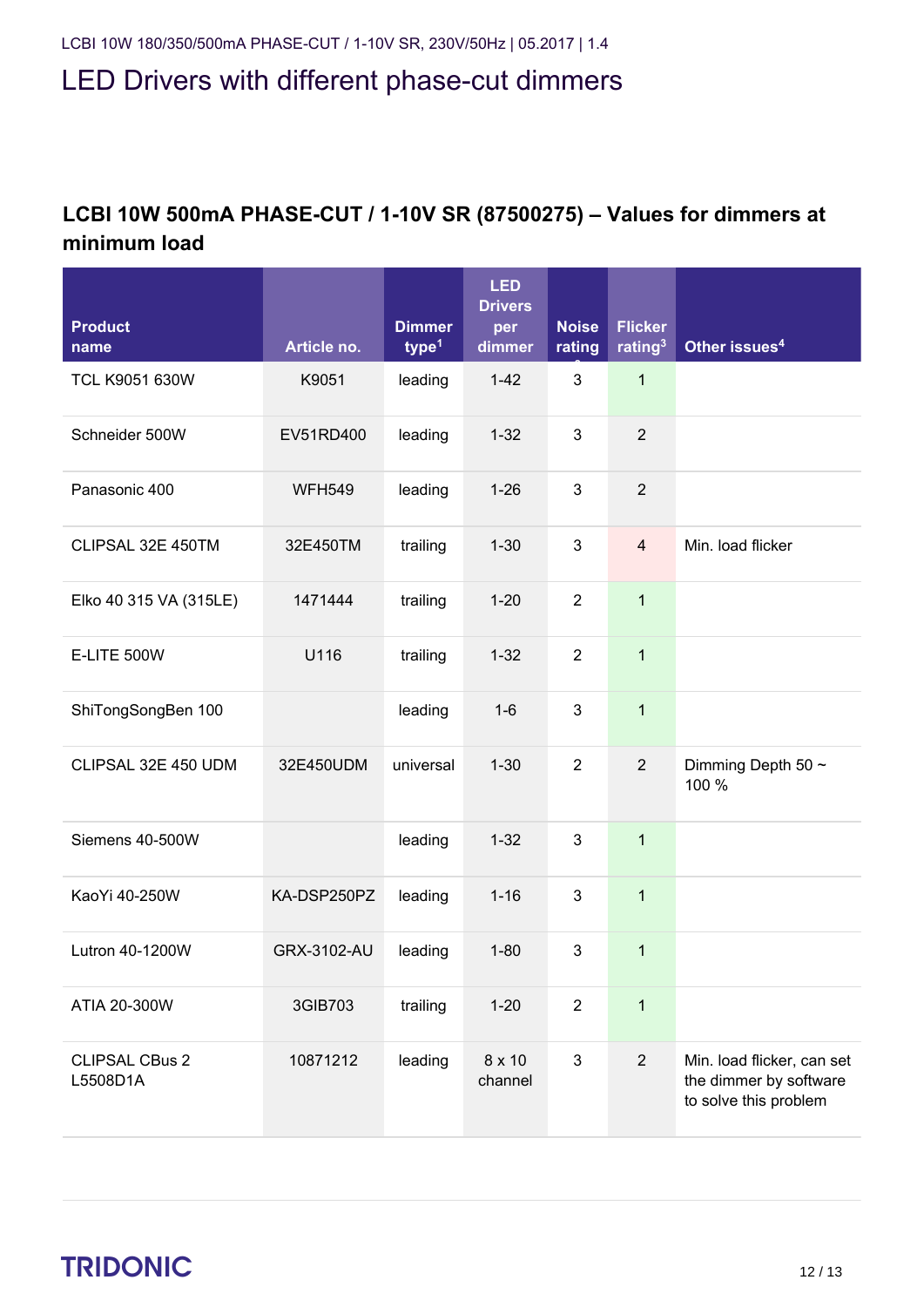# LED Drivers with different phase-cut dimmers

## LCBI 10W 500mA PHASE-CUT / 1-10V SR (87500275) – Values for dimmers at minimum load

| Product name | Article no. | Dimmer type[1] | LED Drivers per dimmer | Noise rating | Flicker rating[3] | Other issues[4] |
|---|---|---|---|---|---|---|
| TCL K9051 630W | K9051 | leading | 1-42 | 3 | 1 | |
| Schneider 500W | EV51RD400 | leading | 1-32 | 3 | 2 | |
| Panasonic 400 | WFH549 | leading | 1-26 | 3 | 2 | |
| CLIPSAL 32E 450TM | 32E450TM | trailing | 1-30 | 3 | 4 | Min. load flicker |
| Elko 40 315 VA (315LE) | 1471444 | trailing | 1-20 | 2 | 1 | |
| E-LITE 500W | U116 | trailing | 1-32 | 2 | 1 | |
| ShiTongSongBen 100 | | leading | 1-6 | 3 | 1 | |
| CLIPSAL 32E 450 UDM | 32E450UDM | universal | 1-30 | 2 | 2 | Dimming Depth 50 ~ 100 % |
| Siemens 40-500W | | leading | 1-32 | 3 | 1 | |
| KaoYi 40-250W | KA-DSP250PZ | leading | 1-16 | 3 | 1 | |
| Lutron 40-1200W | GRX-3102-AU | leading | 1-80 | 3 | 1 | |
| ATIA 20-300W | 3GIB703 | trailing | 1-20 | 2 | 1 | |
| CLIPSAL CBus 2 L5508D1A | 10871212 | leading | 8 x 10 channel | 3 | 2 | Min. load flicker, can set the dimmer by software to solve this problem |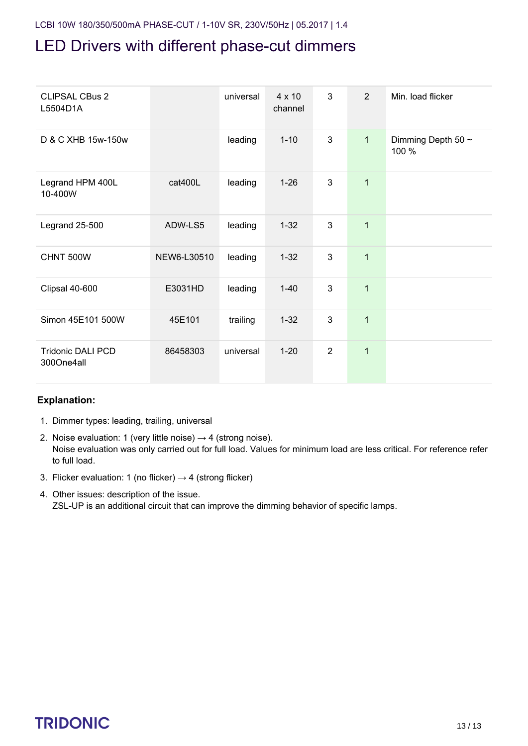# LED Drivers with different phase-cut dimmers

| | | | | | | |
|---|---|---|---|---|---|---|
| CLIPSAL CBus 2 L5504D1A | | universal | 4 x 10 channel | 3 | 2 | Min. load flicker |
| D & C XHB 15w-150w | | leading | 1-10 | 3 | 1 | Dimming Depth 50 ~ 100 % |
| Legrand HPM 400L 10-400W | cat400L | leading | 1-26 | 3 | 1 | |
| Legrand 25-500 | ADW-LS5 | leading | 1-32 | 3 | 1 | |
| CHNT 500W | NEW6-L30510 | leading | 1-32 | 3 | 1 | |
| Clipsal 40-600 | E3031HD | leading | 1-40 | 3 | 1 | |
| Simon 45E101 500W | 45E101 | trailing | 1-32 | 3 | 1 | |
| Tridonic DALI PCD 300One4all | 86458303 | universal | 1-20 | 2 | 1 | |

**Explanation:**

1. Dimmer types: leading, trailing, universal
2. Noise evaluation: 1 (very little noise) → 4 (strong noise).
   Noise evaluation was only carried out for full load. Values for minimum load are less critical. For reference refer to full load.
3. Flicker evaluation: 1 (no flicker) → 4 (strong flicker)
4. Other issues: description of the issue.
   ZSL-UP is an additional circuit that can improve the dimming behavior of specific lamps.